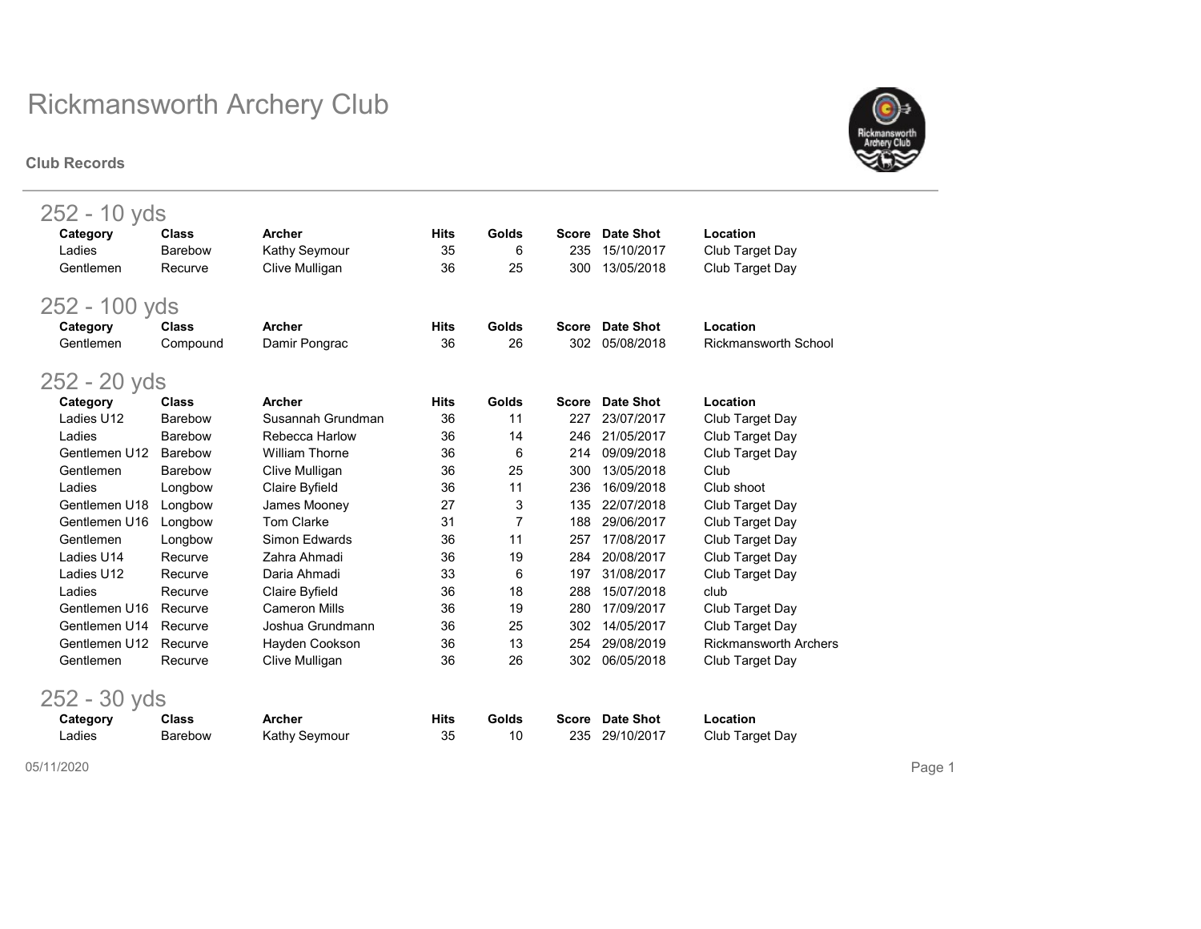# Rickmansworth Archery Club

**Club Records**

## 252 - 10 yds

| Category | Class | Archer | Hits | Golds | Score | Date Shot | Location |
|---|---|---|---|---|---|---|---|
| Ladies | Barebow | Kathy Seymour | 35 | 6 | 235 | 15/10/2017 | Club Target Day |
| Gentlemen | Recurve | Clive Mulligan | 36 | 25 | 300 | 13/05/2018 | Club Target Day |

## 252 - 100 yds

| Category | Class | Archer | Hits | Golds | Score | Date Shot | Location |
|---|---|---|---|---|---|---|---|
| Gentlemen | Compound | Damir Pongrac | 36 | 26 | 302 | 05/08/2018 | Rickmansworth School |

## 252 - 20 yds

| Category | Class | Archer | Hits | Golds | Score | Date Shot | Location |
|---|---|---|---|---|---|---|---|
| Ladies U12 | Barebow | Susannah Grundman | 36 | 11 | 227 | 23/07/2017 | Club Target Day |
| Ladies | Barebow | Rebecca Harlow | 36 | 14 | 246 | 21/05/2017 | Club Target Day |
| Gentlemen U12 | Barebow | William Thorne | 36 | 6 | 214 | 09/09/2018 | Club Target Day |
| Gentlemen | Barebow | Clive Mulligan | 36 | 25 | 300 | 13/05/2018 | Club |
| Ladies | Longbow | Claire Byfield | 36 | 11 | 236 | 16/09/2018 | Club shoot |
| Gentlemen U18 | Longbow | James Mooney | 27 | 3 | 135 | 22/07/2018 | Club Target Day |
| Gentlemen U16 | Longbow | Tom Clarke | 31 | 7 | 188 | 29/06/2017 | Club Target Day |
| Gentlemen | Longbow | Simon Edwards | 36 | 11 | 257 | 17/08/2017 | Club Target Day |
| Ladies U14 | Recurve | Zahra Ahmadi | 36 | 19 | 284 | 20/08/2017 | Club Target Day |
| Ladies U12 | Recurve | Daria Ahmadi | 33 | 6 | 197 | 31/08/2017 | Club Target Day |
| Ladies | Recurve | Claire Byfield | 36 | 18 | 288 | 15/07/2018 | club |
| Gentlemen U16 | Recurve | Cameron Mills | 36 | 19 | 280 | 17/09/2017 | Club Target Day |
| Gentlemen U14 | Recurve | Joshua Grundmann | 36 | 25 | 302 | 14/05/2017 | Club Target Day |
| Gentlemen U12 | Recurve | Hayden Cookson | 36 | 13 | 254 | 29/08/2019 | Rickmansworth Archers |
| Gentlemen | Recurve | Clive Mulligan | 36 | 26 | 302 | 06/05/2018 | Club Target Day |

## 252 - 30 yds

| Category | Class | Archer | Hits | Golds | Score | Date Shot | Location |
|---|---|---|---|---|---|---|---|
| Ladies | Barebow | Kathy Seymour | 35 | 10 | 235 | 29/10/2017 | Club Target Day |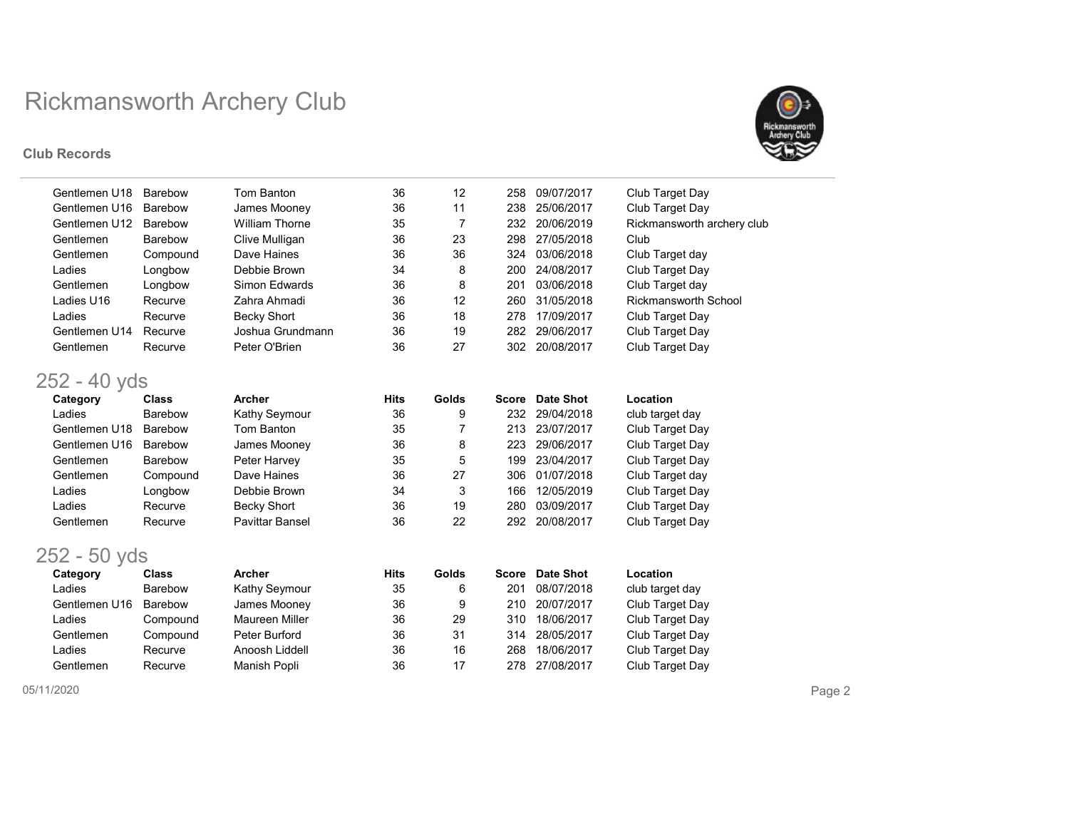| Category | Class | Archer | Hits | Golds | Score | Date Shot | Location |
|---|---|---|---|---|---|---|---|
| Gentlemen U18 | Barebow | Tom Banton | 36 | 12 | 258 | 09/07/2017 | Club Target Day |
| Gentlemen U16 | Barebow | James Mooney | 36 | 11 | 238 | 25/06/2017 | Club Target Day |
| Gentlemen U12 | Barebow | William Thorne | 35 | 7 | 232 | 20/06/2019 | Rickmansworth archery club |
| Gentlemen | Barebow | Clive Mulligan | 36 | 23 | 298 | 27/05/2018 | Club |
| Gentlemen | Compound | Dave Haines | 36 | 36 | 324 | 03/06/2018 | Club Target day |
| Ladies | Longbow | Debbie Brown | 34 | 8 | 200 | 24/08/2017 | Club Target Day |
| Gentlemen | Longbow | Simon Edwards | 36 | 8 | 201 | 03/06/2018 | Club Target day |
| Ladies U16 | Recurve | Zahra Ahmadi | 36 | 12 | 260 | 31/05/2018 | Rickmansworth School |
| Ladies | Recurve | Becky Short | 36 | 18 | 278 | 17/09/2017 | Club Target Day |
| Gentlemen U14 | Recurve | Joshua Grundmann | 36 | 19 | 282 | 29/06/2017 | Club Target Day |
| Gentlemen | Recurve | Peter O'Brien | 36 | 27 | 302 | 20/08/2017 | Club Target Day |

## 252 - 40 yds

| Category | Class | Archer | Hits | Golds | Score | Date Shot | Location |
|---|---|---|---|---|---|---|---|
| Ladies | Barebow | Kathy Seymour | 36 | 9 | 232 | 29/04/2018 | club target day |
| Gentlemen U18 | Barebow | Tom Banton | 35 | 7 | 213 | 23/07/2017 | Club Target Day |
| Gentlemen U16 | Barebow | James Mooney | 36 | 8 | 223 | 29/06/2017 | Club Target Day |
| Gentlemen | Barebow | Peter Harvey | 35 | 5 | 199 | 23/04/2017 | Club Target Day |
| Gentlemen | Compound | Dave Haines | 36 | 27 | 306 | 01/07/2018 | Club Target day |
| Ladies | Longbow | Debbie Brown | 34 | 3 | 166 | 12/05/2019 | Club Target Day |
| Ladies | Recurve | Becky Short | 36 | 19 | 280 | 03/09/2017 | Club Target Day |
| Gentlemen | Recurve | Pavittar Bansel | 36 | 22 | 292 | 20/08/2017 | Club Target Day |

## 252 - 50 yds

| Category | Class | Archer | Hits | Golds | Score | Date Shot | Location |
|---|---|---|---|---|---|---|---|
| Ladies | Barebow | Kathy Seymour | 35 | 6 | 201 | 08/07/2018 | club target day |
| Gentlemen U16 | Barebow | James Mooney | 36 | 9 | 210 | 20/07/2017 | Club Target Day |
| Ladies | Compound | Maureen Miller | 36 | 29 | 310 | 18/06/2017 | Club Target Day |
| Gentlemen | Compound | Peter Burford | 36 | 31 | 314 | 28/05/2017 | Club Target Day |
| Ladies | Recurve | Anoosh Liddell | 36 | 16 | 268 | 18/06/2017 | Club Target Day |
| Gentlemen | Recurve | Manish Popli | 36 | 17 | 278 | 27/08/2017 | Club Target Day |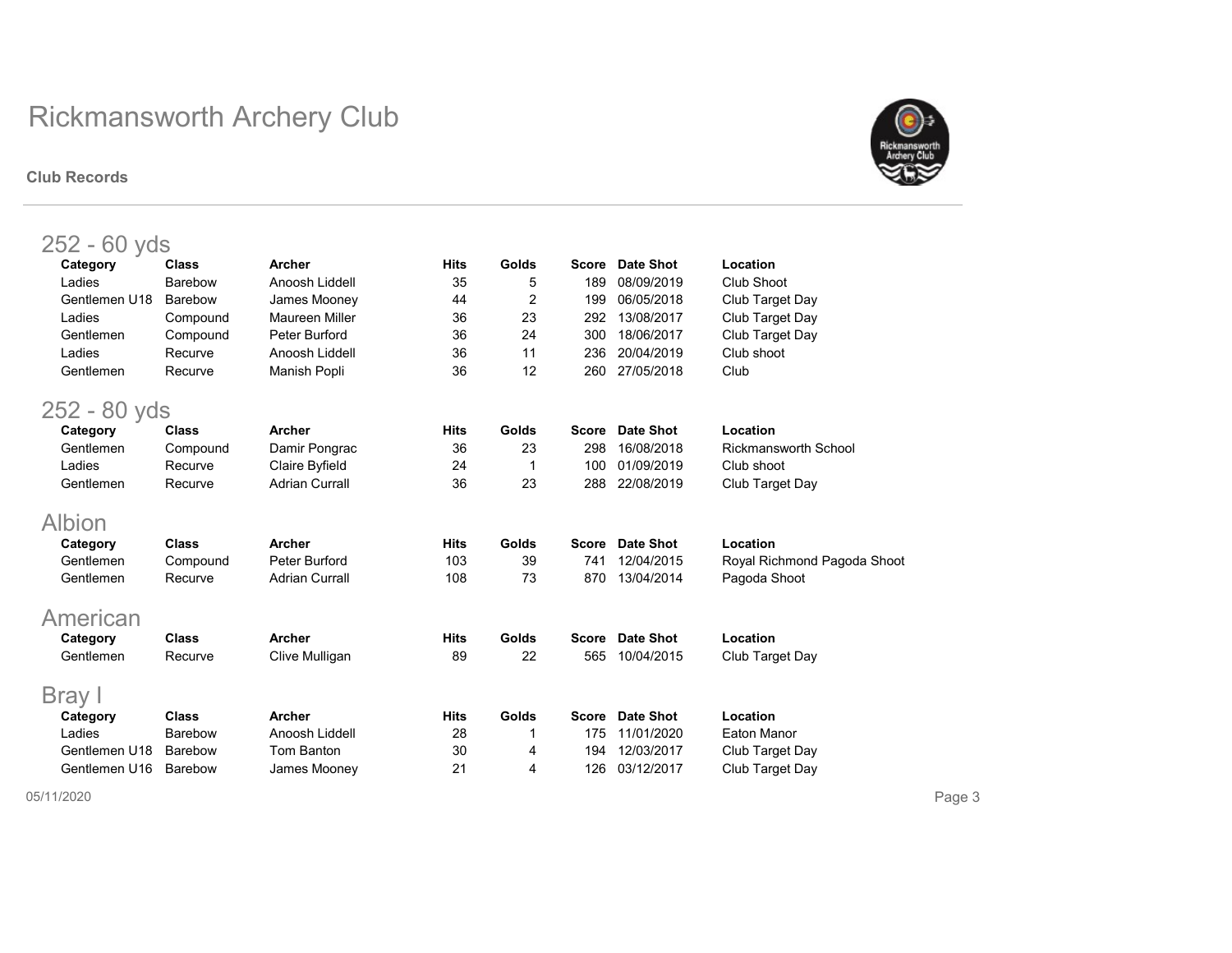# Rickmansworth Archery Club

**Club Records**

## 252 - 60 yds

| Category | Class | Archer | Hits | Golds | Score | Date Shot | Location |
|---|---|---|---|---|---|---|---|
| Ladies | Barebow | Anoosh Liddell | 35 | 5 | 189 | 08/09/2019 | Club Shoot |
| Gentlemen U18 | Barebow | James Mooney | 44 | 2 | 199 | 06/05/2018 | Club Target Day |
| Ladies | Compound | Maureen Miller | 36 | 23 | 292 | 13/08/2017 | Club Target Day |
| Gentlemen | Compound | Peter Burford | 36 | 24 | 300 | 18/06/2017 | Club Target Day |
| Ladies | Recurve | Anoosh Liddell | 36 | 11 | 236 | 20/04/2019 | Club shoot |
| Gentlemen | Recurve | Manish Popli | 36 | 12 | 260 | 27/05/2018 | Club |

## 252 - 80 yds

| Category | Class | Archer | Hits | Golds | Score | Date Shot | Location |
|---|---|---|---|---|---|---|---|
| Gentlemen | Compound | Damir Pongrac | 36 | 23 | 298 | 16/08/2018 | Rickmansworth School |
| Ladies | Recurve | Claire Byfield | 24 | 1 | 100 | 01/09/2019 | Club shoot |
| Gentlemen | Recurve | Adrian Currall | 36 | 23 | 288 | 22/08/2019 | Club Target Day |

## Albion

| Category | Class | Archer | Hits | Golds | Score | Date Shot | Location |
|---|---|---|---|---|---|---|---|
| Gentlemen | Compound | Peter Burford | 103 | 39 | 741 | 12/04/2015 | Royal Richmond Pagoda Shoot |
| Gentlemen | Recurve | Adrian Currall | 108 | 73 | 870 | 13/04/2014 | Pagoda Shoot |

## American

| Category | Class | Archer | Hits | Golds | Score | Date Shot | Location |
|---|---|---|---|---|---|---|---|
| Gentlemen | Recurve | Clive Mulligan | 89 | 22 | 565 | 10/04/2015 | Club Target Day |

## Bray I

| Category | Class | Archer | Hits | Golds | Score | Date Shot | Location |
|---|---|---|---|---|---|---|---|
| Ladies | Barebow | Anoosh Liddell | 28 | 1 | 175 | 11/01/2020 | Eaton Manor |
| Gentlemen U18 | Barebow | Tom Banton | 30 | 4 | 194 | 12/03/2017 | Club Target Day |
| Gentlemen U16 | Barebow | James Mooney | 21 | 4 | 126 | 03/12/2017 | Club Target Day |

05/11/2020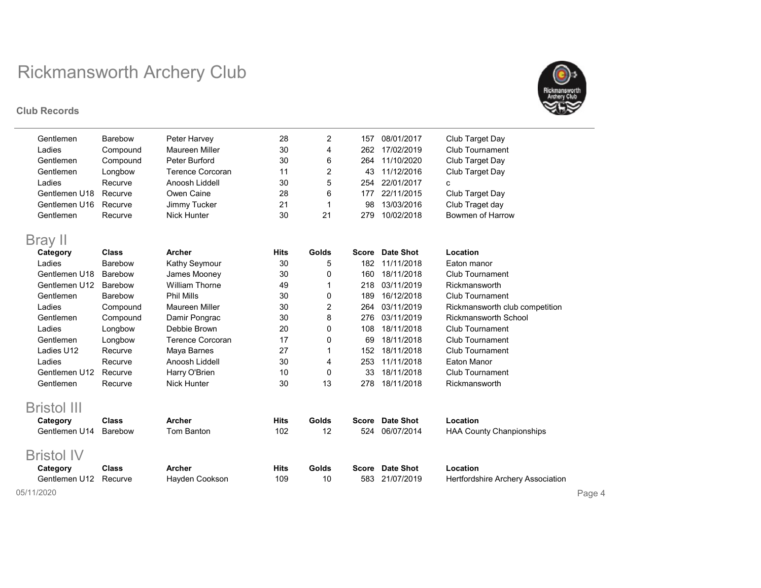# Rickmansworth Archery Club

**Club Records**

| | | | | | | | |
|---|---|---|---|---|---|---|---|
| Gentlemen | Barebow | Peter Harvey | 28 | 2 | 157 | 08/01/2017 | Club Target Day |
| Ladies | Compound | Maureen Miller | 30 | 4 | 262 | 17/02/2019 | Club Tournament |
| Gentlemen | Compound | Peter Burford | 30 | 6 | 264 | 11/10/2020 | Club Target Day |
| Gentlemen | Longbow | Terence Corcoran | 11 | 2 | 43 | 11/12/2016 | Club Target Day |
| Ladies | Recurve | Anoosh Liddell | 30 | 5 | 254 | 22/01/2017 | c |
| Gentlemen U18 | Recurve | Owen Caine | 28 | 6 | 177 | 22/11/2015 | Club Target Day |
| Gentlemen U16 | Recurve | Jimmy Tucker | 21 | 1 | 98 | 13/03/2016 | Club Traget day |
| Gentlemen | Recurve | Nick Hunter | 30 | 21 | 279 | 10/02/2018 | Bowmen of Harrow |

## Bray II

| Category | Class | Archer | Hits | Golds | Score | Date Shot | Location |
|---|---|---|---|---|---|---|---|
| Ladies | Barebow | Kathy Seymour | 30 | 5 | 182 | 11/11/2018 | Eaton manor |
| Gentlemen U18 | Barebow | James Mooney | 30 | 0 | 160 | 18/11/2018 | Club Tournament |
| Gentlemen U12 | Barebow | William Thorne | 49 | 1 | 218 | 03/11/2019 | Rickmansworth |
| Gentlemen | Barebow | Phil Mills | 30 | 0 | 189 | 16/12/2018 | Club Tournament |
| Ladies | Compound | Maureen Miller | 30 | 2 | 264 | 03/11/2019 | Rickmansworth club competition |
| Gentlemen | Compound | Damir Pongrac | 30 | 8 | 276 | 03/11/2019 | Rickmansworth School |
| Ladies | Longbow | Debbie Brown | 20 | 0 | 108 | 18/11/2018 | Club Tournament |
| Gentlemen | Longbow | Terence Corcoran | 17 | 0 | 69 | 18/11/2018 | Club Tournament |
| Ladies U12 | Recurve | Maya Barnes | 27 | 1 | 152 | 18/11/2018 | Club Tournament |
| Ladies | Recurve | Anoosh Liddell | 30 | 4 | 253 | 11/11/2018 | Eaton Manor |
| Gentlemen U12 | Recurve | Harry O'Brien | 10 | 0 | 33 | 18/11/2018 | Club Tournament |
| Gentlemen | Recurve | Nick Hunter | 30 | 13 | 278 | 18/11/2018 | Rickmansworth |

## Bristol III

| Category | Class | Archer | Hits | Golds | Score | Date Shot | Location |
|---|---|---|---|---|---|---|---|
| Gentlemen U14 | Barebow | Tom Banton | 102 | 12 | 524 | 06/07/2014 | HAA County Chanpionships |

## Bristol IV

| Category | Class | Archer | Hits | Golds | Score | Date Shot | Location |
|---|---|---|---|---|---|---|---|
| Gentlemen U12 | Recurve | Hayden Cookson | 109 | 10 | 583 | 21/07/2019 | Hertfordshire Archery Association |

05/11/2020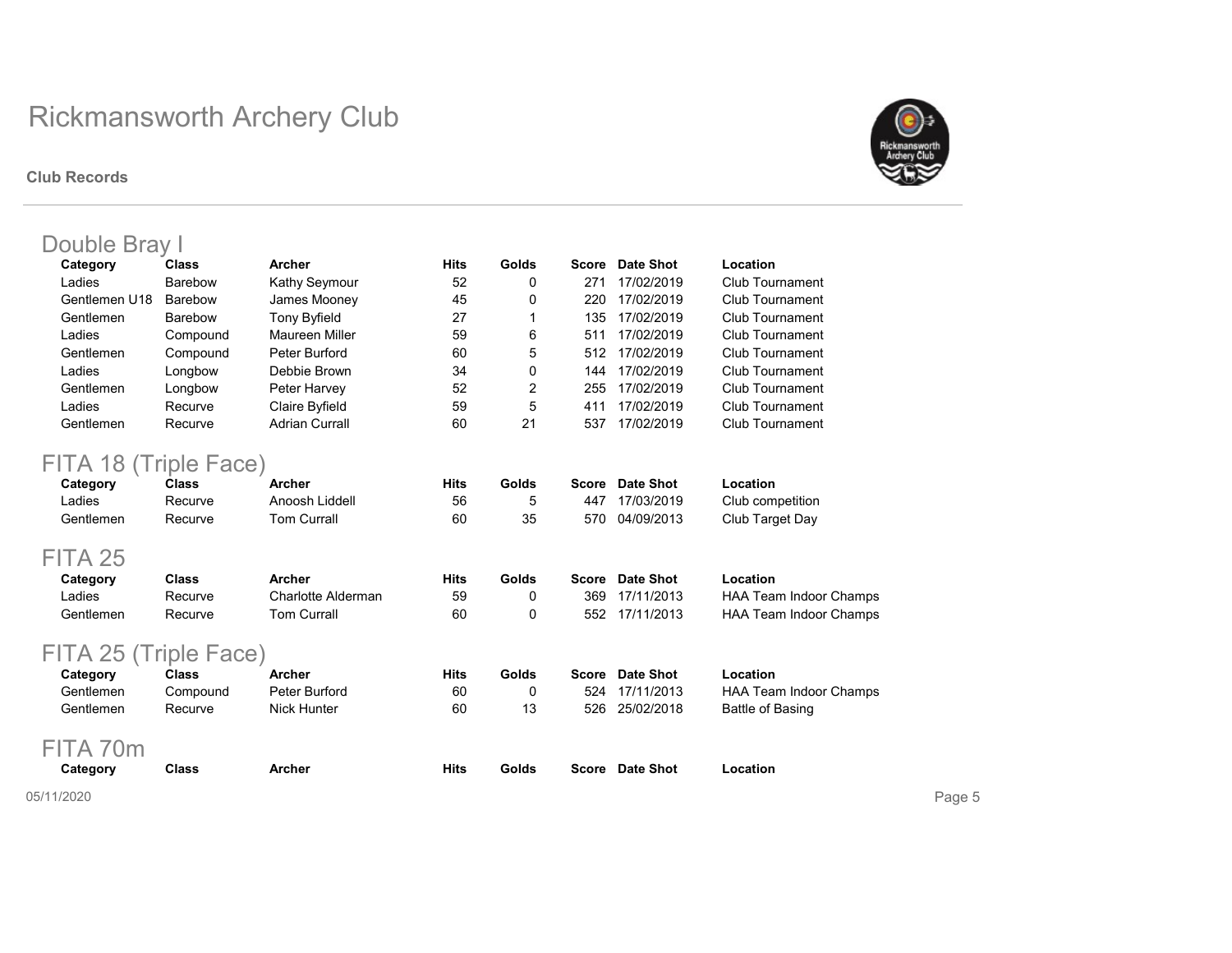# Rickmansworth Archery Club

**Club Records**

## Double Bray I

| Category | Class | Archer | Hits | Golds | Score | Date Shot | Location |
|---|---|---|---|---|---|---|---|
| Ladies | Barebow | Kathy Seymour | 52 | 0 | 271 | 17/02/2019 | Club Tournament |
| Gentlemen U18 | Barebow | James Mooney | 45 | 0 | 220 | 17/02/2019 | Club Tournament |
| Gentlemen | Barebow | Tony Byfield | 27 | 1 | 135 | 17/02/2019 | Club Tournament |
| Ladies | Compound | Maureen Miller | 59 | 6 | 511 | 17/02/2019 | Club Tournament |
| Gentlemen | Compound | Peter Burford | 60 | 5 | 512 | 17/02/2019 | Club Tournament |
| Ladies | Longbow | Debbie Brown | 34 | 0 | 144 | 17/02/2019 | Club Tournament |
| Gentlemen | Longbow | Peter Harvey | 52 | 2 | 255 | 17/02/2019 | Club Tournament |
| Ladies | Recurve | Claire Byfield | 59 | 5 | 411 | 17/02/2019 | Club Tournament |
| Gentlemen | Recurve | Adrian Currall | 60 | 21 | 537 | 17/02/2019 | Club Tournament |

## FITA 18 (Triple Face)

| Category | Class | Archer | Hits | Golds | Score | Date Shot | Location |
|---|---|---|---|---|---|---|---|
| Ladies | Recurve | Anoosh Liddell | 56 | 5 | 447 | 17/03/2019 | Club competition |
| Gentlemen | Recurve | Tom Currall | 60 | 35 | 570 | 04/09/2013 | Club Target Day |

## FITA 25

| Category | Class | Archer | Hits | Golds | Score | Date Shot | Location |
|---|---|---|---|---|---|---|---|
| Ladies | Recurve | Charlotte Alderman | 59 | 0 | 369 | 17/11/2013 | HAA Team Indoor Champs |
| Gentlemen | Recurve | Tom Currall | 60 | 0 | 552 | 17/11/2013 | HAA Team Indoor Champs |

## FITA 25 (Triple Face)

| Category | Class | Archer | Hits | Golds | Score | Date Shot | Location |
|---|---|---|---|---|---|---|---|
| Gentlemen | Compound | Peter Burford | 60 | 0 | 524 | 17/11/2013 | HAA Team Indoor Champs |
| Gentlemen | Recurve | Nick Hunter | 60 | 13 | 526 | 25/02/2018 | Battle of Basing |

## FITA 70m

| Category | Class | Archer | Hits | Golds | Score | Date Shot | Location |
|---|---|---|---|---|---|---|---|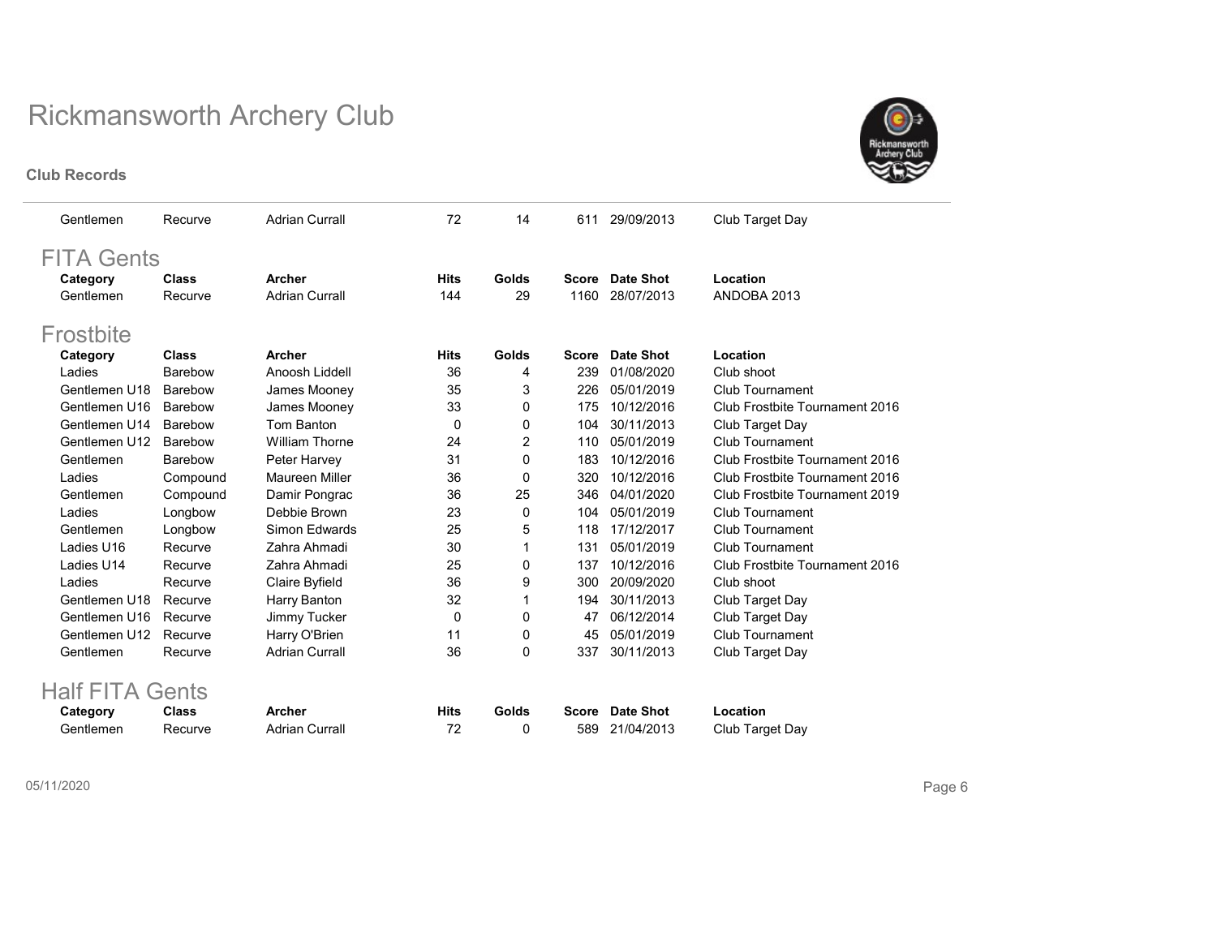# Rickmansworth Archery Club

**Club Records**

| Category | Class | Archer | Hits | Golds | Score | Date Shot | Location |
|---|---|---|---|---|---|---|---|
| Gentlemen | Recurve | Adrian Currall | 72 | 14 | 611 | 29/09/2013 | Club Target Day |

## FITA Gents

| Category | Class | Archer | Hits | Golds | Score | Date Shot | Location |
|---|---|---|---|---|---|---|---|
| Gentlemen | Recurve | Adrian Currall | 144 | 29 | 1160 | 28/07/2013 | ANDOBA 2013 |

## Frostbite

| Category | Class | Archer | Hits | Golds | Score | Date Shot | Location |
|---|---|---|---|---|---|---|---|
| Ladies | Barebow | Anoosh Liddell | 36 | 4 | 239 | 01/08/2020 | Club shoot |
| Gentlemen U18 | Barebow | James Mooney | 35 | 3 | 226 | 05/01/2019 | Club Tournament |
| Gentlemen U16 | Barebow | James Mooney | 33 | 0 | 175 | 10/12/2016 | Club Frostbite Tournament 2016 |
| Gentlemen U14 | Barebow | Tom Banton | 0 | 0 | 104 | 30/11/2013 | Club Target Day |
| Gentlemen U12 | Barebow | William Thorne | 24 | 2 | 110 | 05/01/2019 | Club Tournament |
| Gentlemen | Barebow | Peter Harvey | 31 | 0 | 183 | 10/12/2016 | Club Frostbite Tournament 2016 |
| Ladies | Compound | Maureen Miller | 36 | 0 | 320 | 10/12/2016 | Club Frostbite Tournament 2016 |
| Gentlemen | Compound | Damir Pongrac | 36 | 25 | 346 | 04/01/2020 | Club Frostbite Tournament 2019 |
| Ladies | Longbow | Debbie Brown | 23 | 0 | 104 | 05/01/2019 | Club Tournament |
| Gentlemen | Longbow | Simon Edwards | 25 | 5 | 118 | 17/12/2017 | Club Tournament |
| Ladies U16 | Recurve | Zahra Ahmadi | 30 | 1 | 131 | 05/01/2019 | Club Tournament |
| Ladies U14 | Recurve | Zahra Ahmadi | 25 | 0 | 137 | 10/12/2016 | Club Frostbite Tournament 2016 |
| Ladies | Recurve | Claire Byfield | 36 | 9 | 300 | 20/09/2020 | Club shoot |
| Gentlemen U18 | Recurve | Harry Banton | 32 | 1 | 194 | 30/11/2013 | Club Target Day |
| Gentlemen U16 | Recurve | Jimmy Tucker | 0 | 0 | 47 | 06/12/2014 | Club Target Day |
| Gentlemen U12 | Recurve | Harry O'Brien | 11 | 0 | 45 | 05/01/2019 | Club Tournament |
| Gentlemen | Recurve | Adrian Currall | 36 | 0 | 337 | 30/11/2013 | Club Target Day |

## Half FITA Gents

| Category | Class | Archer | Hits | Golds | Score | Date Shot | Location |
|---|---|---|---|---|---|---|---|
| Gentlemen | Recurve | Adrian Currall | 72 | 0 | 589 | 21/04/2013 | Club Target Day |

05/11/2020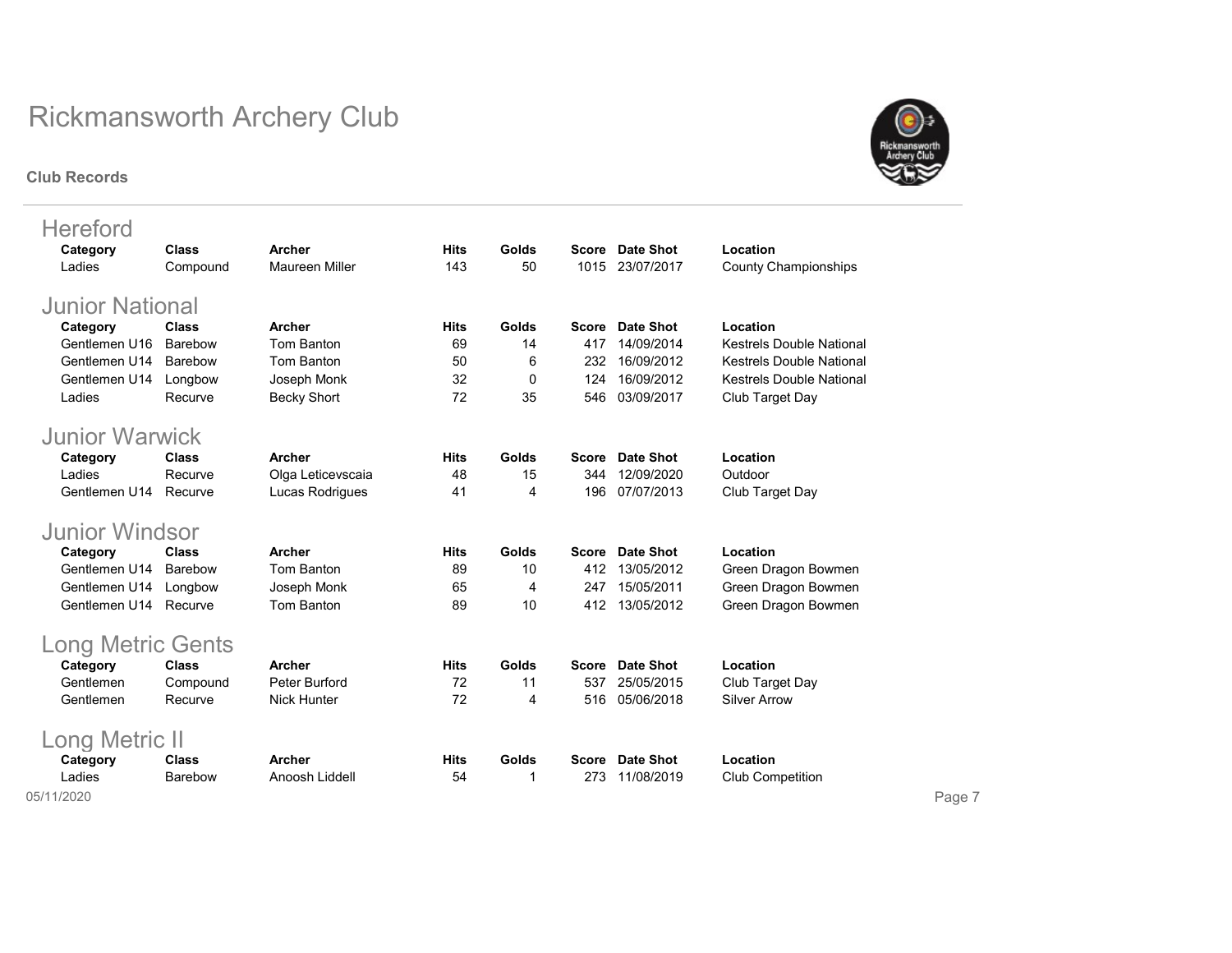# Rickmansworth Archery Club

**Club Records**

## Hereford

| Category | Class | Archer | Hits | Golds | Score | Date Shot | Location |
|---|---|---|---|---|---|---|---|
| Ladies | Compound | Maureen Miller | 143 | 50 | 1015 | 23/07/2017 | County Championships |

## Junior National

| Category | Class | Archer | Hits | Golds | Score | Date Shot | Location |
|---|---|---|---|---|---|---|---|
| Gentlemen U16 | Barebow | Tom Banton | 69 | 14 | 417 | 14/09/2014 | Kestrels Double National |
| Gentlemen U14 | Barebow | Tom Banton | 50 | 6 | 232 | 16/09/2012 | Kestrels Double National |
| Gentlemen U14 | Longbow | Joseph Monk | 32 | 0 | 124 | 16/09/2012 | Kestrels Double National |
| Ladies | Recurve | Becky Short | 72 | 35 | 546 | 03/09/2017 | Club Target Day |

## Junior Warwick

| Category | Class | Archer | Hits | Golds | Score | Date Shot | Location |
|---|---|---|---|---|---|---|---|
| Ladies | Recurve | Olga Leticevscaia | 48 | 15 | 344 | 12/09/2020 | Outdoor |
| Gentlemen U14 | Recurve | Lucas Rodrigues | 41 | 4 | 196 | 07/07/2013 | Club Target Day |

## Junior Windsor

| Category | Class | Archer | Hits | Golds | Score | Date Shot | Location |
|---|---|---|---|---|---|---|---|
| Gentlemen U14 | Barebow | Tom Banton | 89 | 10 | 412 | 13/05/2012 | Green Dragon Bowmen |
| Gentlemen U14 | Longbow | Joseph Monk | 65 | 4 | 247 | 15/05/2011 | Green Dragon Bowmen |
| Gentlemen U14 | Recurve | Tom Banton | 89 | 10 | 412 | 13/05/2012 | Green Dragon Bowmen |

## Long Metric Gents

| Category | Class | Archer | Hits | Golds | Score | Date Shot | Location |
|---|---|---|---|---|---|---|---|
| Gentlemen | Compound | Peter Burford | 72 | 11 | 537 | 25/05/2015 | Club Target Day |
| Gentlemen | Recurve | Nick Hunter | 72 | 4 | 516 | 05/06/2018 | Silver Arrow |

## Long Metric II

| Category | Class | Archer | Hits | Golds | Score | Date Shot | Location |
|---|---|---|---|---|---|---|---|
| Ladies | Barebow | Anoosh Liddell | 54 | 1 | 273 | 11/08/2019 | Club Competition |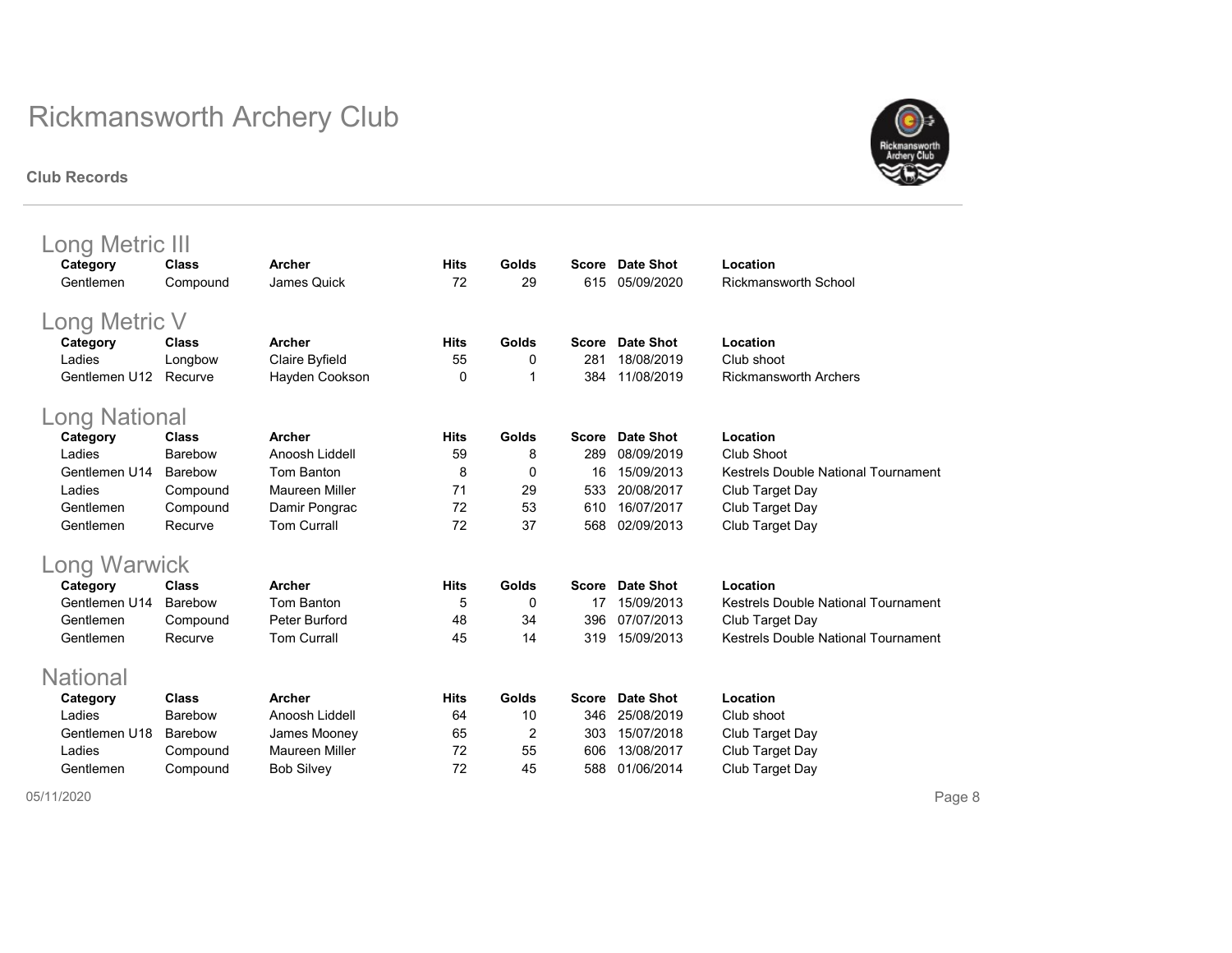# Rickmansworth Archery Club

**Club Records**

## Long Metric III

| Category | Class | Archer | Hits | Golds | Score | Date Shot | Location |
|---|---|---|---|---|---|---|---|
| Gentlemen | Compound | James Quick | 72 | 29 | 615 | 05/09/2020 | Rickmansworth School |

## Long Metric V

| Category | Class | Archer | Hits | Golds | Score | Date Shot | Location |
|---|---|---|---|---|---|---|---|
| Ladies | Longbow | Claire Byfield | 55 | 0 | 281 | 18/08/2019 | Club shoot |
| Gentlemen U12 | Recurve | Hayden Cookson | 0 | 1 | 384 | 11/08/2019 | Rickmansworth Archers |

## Long National

| Category | Class | Archer | Hits | Golds | Score | Date Shot | Location |
|---|---|---|---|---|---|---|---|
| Ladies | Barebow | Anoosh Liddell | 59 | 8 | 289 | 08/09/2019 | Club Shoot |
| Gentlemen U14 | Barebow | Tom Banton | 8 | 0 | 16 | 15/09/2013 | Kestrels Double National Tournament |
| Ladies | Compound | Maureen Miller | 71 | 29 | 533 | 20/08/2017 | Club Target Day |
| Gentlemen | Compound | Damir Pongrac | 72 | 53 | 610 | 16/07/2017 | Club Target Day |
| Gentlemen | Recurve | Tom Currall | 72 | 37 | 568 | 02/09/2013 | Club Target Day |

## Long Warwick

| Category | Class | Archer | Hits | Golds | Score | Date Shot | Location |
|---|---|---|---|---|---|---|---|
| Gentlemen U14 | Barebow | Tom Banton | 5 | 0 | 17 | 15/09/2013 | Kestrels Double National Tournament |
| Gentlemen | Compound | Peter Burford | 48 | 34 | 396 | 07/07/2013 | Club Target Day |
| Gentlemen | Recurve | Tom Currall | 45 | 14 | 319 | 15/09/2013 | Kestrels Double National Tournament |

## National

| Category | Class | Archer | Hits | Golds | Score | Date Shot | Location |
|---|---|---|---|---|---|---|---|
| Ladies | Barebow | Anoosh Liddell | 64 | 10 | 346 | 25/08/2019 | Club shoot |
| Gentlemen U18 | Barebow | James Mooney | 65 | 2 | 303 | 15/07/2018 | Club Target Day |
| Ladies | Compound | Maureen Miller | 72 | 55 | 606 | 13/08/2017 | Club Target Day |
| Gentlemen | Compound | Bob Silvey | 72 | 45 | 588 | 01/06/2014 | Club Target Day |

05/11/2020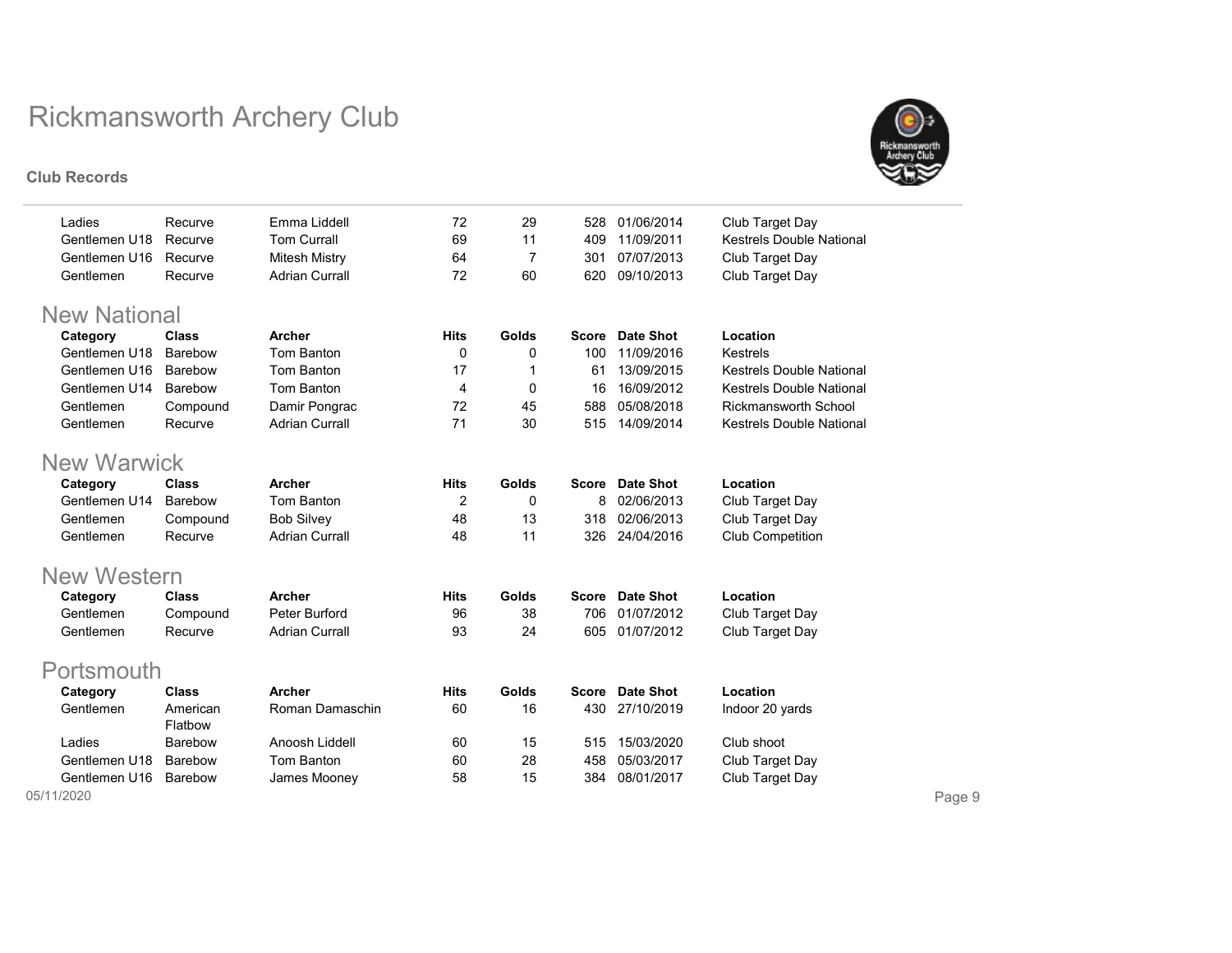# Rickmansworth Archery Club

**Club Records**

| Category | Class | Archer | Hits | Golds | Score | Date Shot | Location |
|---|---|---|---|---|---|---|---|
| Ladies | Recurve | Emma Liddell | 72 | 29 | 528 | 01/06/2014 | Club Target Day |
| Gentlemen U18 | Recurve | Tom Currall | 69 | 11 | 409 | 11/09/2011 | Kestrels Double National |
| Gentlemen U16 | Recurve | Mitesh Mistry | 64 | 7 | 301 | 07/07/2013 | Club Target Day |
| Gentlemen | Recurve | Adrian Currall | 72 | 60 | 620 | 09/10/2013 | Club Target Day |

## New National

| Category | Class | Archer | Hits | Golds | Score | Date Shot | Location |
|---|---|---|---|---|---|---|---|
| Gentlemen U18 | Barebow | Tom Banton | 0 | 0 | 100 | 11/09/2016 | Kestrels |
| Gentlemen U16 | Barebow | Tom Banton | 17 | 1 | 61 | 13/09/2015 | Kestrels Double National |
| Gentlemen U14 | Barebow | Tom Banton | 4 | 0 | 16 | 16/09/2012 | Kestrels Double National |
| Gentlemen | Compound | Damir Pongrac | 72 | 45 | 588 | 05/08/2018 | Rickmansworth School |
| Gentlemen | Recurve | Adrian Currall | 71 | 30 | 515 | 14/09/2014 | Kestrels Double National |

## New Warwick

| Category | Class | Archer | Hits | Golds | Score | Date Shot | Location |
|---|---|---|---|---|---|---|---|
| Gentlemen U14 | Barebow | Tom Banton | 2 | 0 | 8 | 02/06/2013 | Club Target Day |
| Gentlemen | Compound | Bob Silvey | 48 | 13 | 318 | 02/06/2013 | Club Target Day |
| Gentlemen | Recurve | Adrian Currall | 48 | 11 | 326 | 24/04/2016 | Club Competition |

## New Western

| Category | Class | Archer | Hits | Golds | Score | Date Shot | Location |
|---|---|---|---|---|---|---|---|
| Gentlemen | Compound | Peter Burford | 96 | 38 | 706 | 01/07/2012 | Club Target Day |
| Gentlemen | Recurve | Adrian Currall | 93 | 24 | 605 | 01/07/2012 | Club Target Day |

## Portsmouth

| Category | Class | Archer | Hits | Golds | Score | Date Shot | Location |
|---|---|---|---|---|---|---|---|
| Gentlemen | American Flatbow | Roman Damaschin | 60 | 16 | 430 | 27/10/2019 | Indoor 20 yards |
| Ladies | Barebow | Anoosh Liddell | 60 | 15 | 515 | 15/03/2020 | Club shoot |
| Gentlemen U18 | Barebow | Tom Banton | 60 | 28 | 458 | 05/03/2017 | Club Target Day |
| Gentlemen U16 | Barebow | James Mooney | 58 | 15 | 384 | 08/01/2017 | Club Target Day |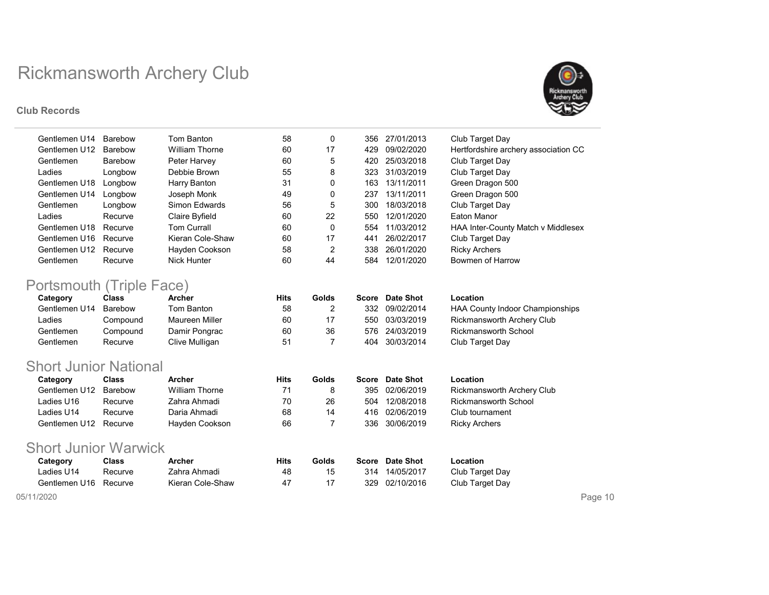# Rickmansworth Archery Club

**Club Records**

| Category | Class | Archer | Hits | Golds | Score | Date Shot | Location |
|---|---|---|---|---|---|---|---|
| Gentlemen U14 | Barebow | Tom Banton | 58 | 0 | 356 | 27/01/2013 | Club Target Day |
| Gentlemen U12 | Barebow | William Thorne | 60 | 17 | 429 | 09/02/2020 | Hertfordshire archery association CC |
| Gentlemen | Barebow | Peter Harvey | 60 | 5 | 420 | 25/03/2018 | Club Target Day |
| Ladies | Longbow | Debbie Brown | 55 | 8 | 323 | 31/03/2019 | Club Target Day |
| Gentlemen U18 | Longbow | Harry Banton | 31 | 0 | 163 | 13/11/2011 | Green Dragon 500 |
| Gentlemen U14 | Longbow | Joseph Monk | 49 | 0 | 237 | 13/11/2011 | Green Dragon 500 |
| Gentlemen | Longbow | Simon Edwards | 56 | 5 | 300 | 18/03/2018 | Club Target Day |
| Ladies | Recurve | Claire Byfield | 60 | 22 | 550 | 12/01/2020 | Eaton Manor |
| Gentlemen U18 | Recurve | Tom Currall | 60 | 0 | 554 | 11/03/2012 | HAA Inter-County Match v Middlesex |
| Gentlemen U16 | Recurve | Kieran Cole-Shaw | 60 | 17 | 441 | 26/02/2017 | Club Target Day |
| Gentlemen U12 | Recurve | Hayden Cookson | 58 | 2 | 338 | 26/01/2020 | Ricky Archers |
| Gentlemen | Recurve | Nick Hunter | 60 | 44 | 584 | 12/01/2020 | Bowmen of Harrow |

## Portsmouth (Triple Face)

| Category | Class | Archer | Hits | Golds | Score | Date Shot | Location |
|---|---|---|---|---|---|---|---|
| Gentlemen U14 | Barebow | Tom Banton | 58 | 2 | 332 | 09/02/2014 | HAA County Indoor Championships |
| Ladies | Compound | Maureen Miller | 60 | 17 | 550 | 03/03/2019 | Rickmansworth Archery Club |
| Gentlemen | Compound | Damir Pongrac | 60 | 36 | 576 | 24/03/2019 | Rickmansworth School |
| Gentlemen | Recurve | Clive Mulligan | 51 | 7 | 404 | 30/03/2014 | Club Target Day |

## Short Junior National

| Category | Class | Archer | Hits | Golds | Score | Date Shot | Location |
|---|---|---|---|---|---|---|---|
| Gentlemen U12 | Barebow | William Thorne | 71 | 8 | 395 | 02/06/2019 | Rickmansworth Archery Club |
| Ladies U16 | Recurve | Zahra Ahmadi | 70 | 26 | 504 | 12/08/2018 | Rickmansworth School |
| Ladies U14 | Recurve | Daria Ahmadi | 68 | 14 | 416 | 02/06/2019 | Club tournament |
| Gentlemen U12 | Recurve | Hayden Cookson | 66 | 7 | 336 | 30/06/2019 | Ricky Archers |

## Short Junior Warwick

| Category | Class | Archer | Hits | Golds | Score | Date Shot | Location |
|---|---|---|---|---|---|---|---|
| Ladies U14 | Recurve | Zahra Ahmadi | 48 | 15 | 314 | 14/05/2017 | Club Target Day |
| Gentlemen U16 | Recurve | Kieran Cole-Shaw | 47 | 17 | 329 | 02/10/2016 | Club Target Day |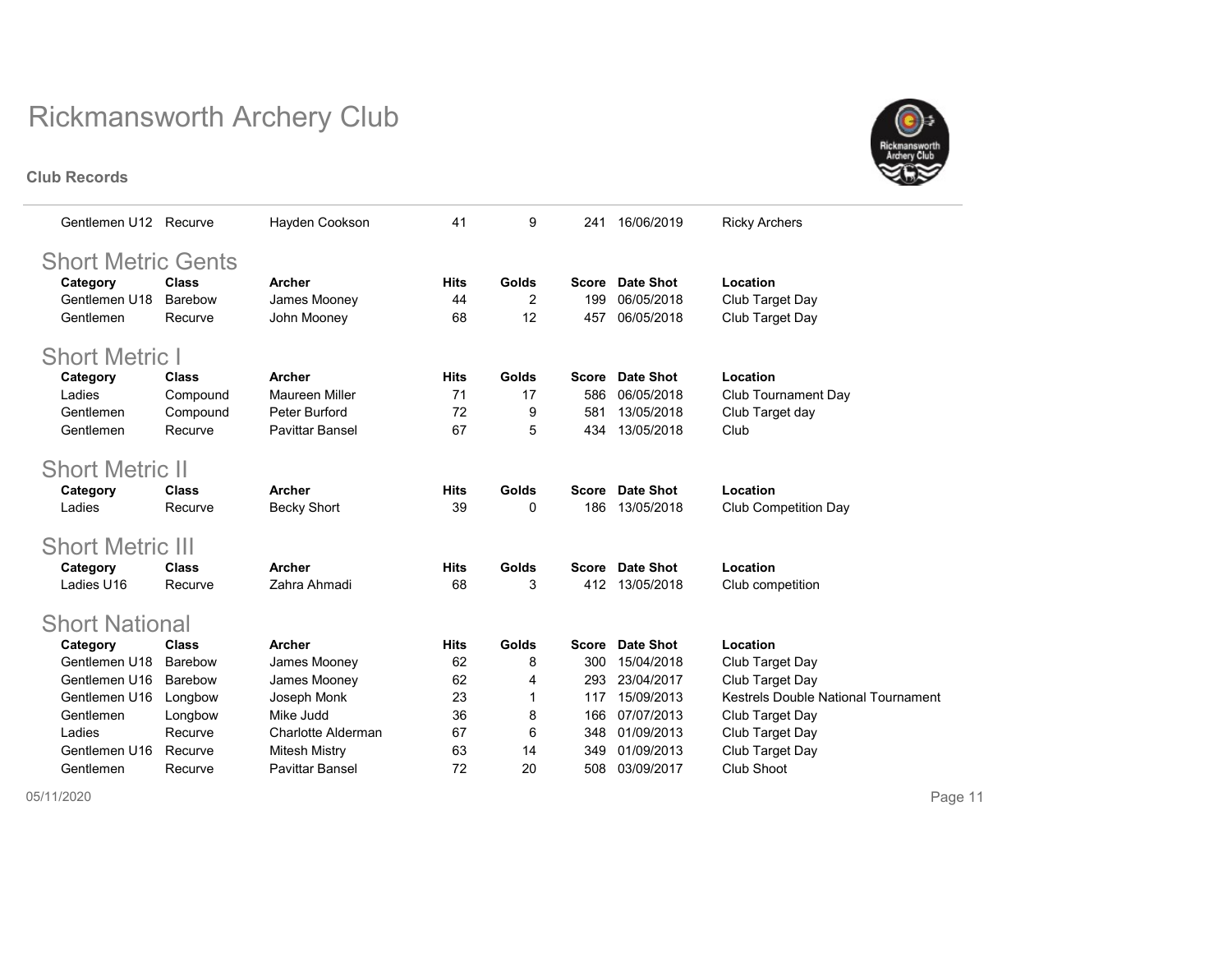# Rickmansworth Archery Club

**Club Records**

| Category | Class | Archer | Hits | Golds | Score | Date Shot | Location |
|---|---|---|---|---|---|---|---|
| Gentlemen U12 | Recurve | Hayden Cookson | 41 | 9 | 241 | 16/06/2019 | Ricky Archers |

## Short Metric Gents

| Category | Class | Archer | Hits | Golds | Score | Date Shot | Location |
|---|---|---|---|---|---|---|---|
| Gentlemen U18 | Barebow | James Mooney | 44 | 2 | 199 | 06/05/2018 | Club Target Day |
| Gentlemen | Recurve | John Mooney | 68 | 12 | 457 | 06/05/2018 | Club Target Day |

## Short Metric I

| Category | Class | Archer | Hits | Golds | Score | Date Shot | Location |
|---|---|---|---|---|---|---|---|
| Ladies | Compound | Maureen Miller | 71 | 17 | 586 | 06/05/2018 | Club Tournament Day |
| Gentlemen | Compound | Peter Burford | 72 | 9 | 581 | 13/05/2018 | Club Target day |
| Gentlemen | Recurve | Pavittar Bansel | 67 | 5 | 434 | 13/05/2018 | Club |

## Short Metric II

| Category | Class | Archer | Hits | Golds | Score | Date Shot | Location |
|---|---|---|---|---|---|---|---|
| Ladies | Recurve | Becky Short | 39 | 0 | 186 | 13/05/2018 | Club Competition Day |

## Short Metric III

| Category | Class | Archer | Hits | Golds | Score | Date Shot | Location |
|---|---|---|---|---|---|---|---|
| Ladies U16 | Recurve | Zahra Ahmadi | 68 | 3 | 412 | 13/05/2018 | Club competition |

## Short National

| Category | Class | Archer | Hits | Golds | Score | Date Shot | Location |
|---|---|---|---|---|---|---|---|
| Gentlemen U18 | Barebow | James Mooney | 62 | 8 | 300 | 15/04/2018 | Club Target Day |
| Gentlemen U16 | Barebow | James Mooney | 62 | 4 | 293 | 23/04/2017 | Club Target Day |
| Gentlemen U16 | Longbow | Joseph Monk | 23 | 1 | 117 | 15/09/2013 | Kestrels Double National Tournament |
| Gentlemen | Longbow | Mike Judd | 36 | 8 | 166 | 07/07/2013 | Club Target Day |
| Ladies | Recurve | Charlotte Alderman | 67 | 6 | 348 | 01/09/2013 | Club Target Day |
| Gentlemen U16 | Recurve | Mitesh Mistry | 63 | 14 | 349 | 01/09/2013 | Club Target Day |
| Gentlemen | Recurve | Pavittar Bansel | 72 | 20 | 508 | 03/09/2017 | Club Shoot |

05/11/2020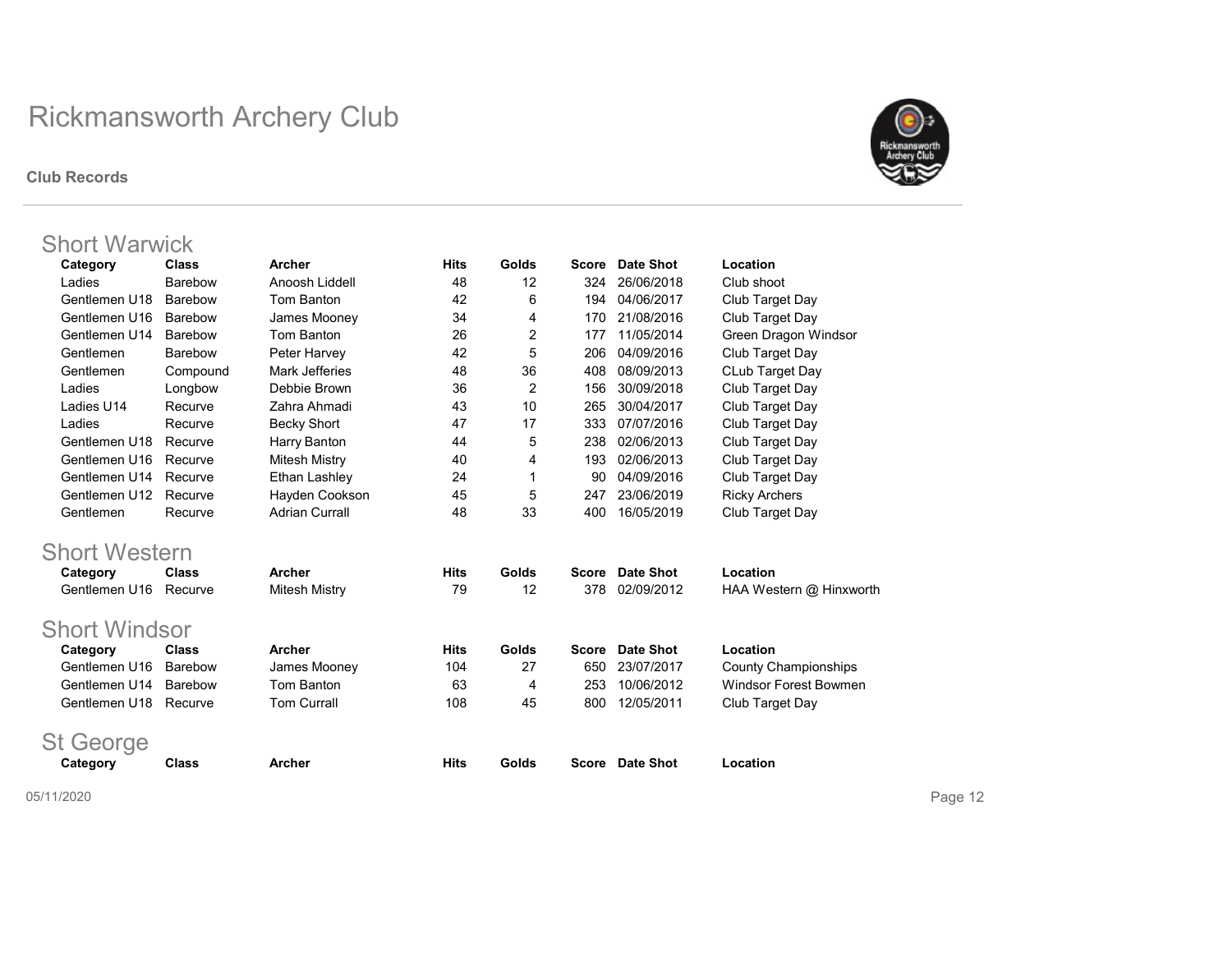# Rickmansworth Archery Club

**Club Records**

## Short Warwick

| Category | Class | Archer | Hits | Golds | Score | Date Shot | Location |
|---|---|---|---|---|---|---|---|
| Ladies | Barebow | Anoosh Liddell | 48 | 12 | 324 | 26/06/2018 | Club shoot |
| Gentlemen U18 | Barebow | Tom Banton | 42 | 6 | 194 | 04/06/2017 | Club Target Day |
| Gentlemen U16 | Barebow | James Mooney | 34 | 4 | 170 | 21/08/2016 | Club Target Day |
| Gentlemen U14 | Barebow | Tom Banton | 26 | 2 | 177 | 11/05/2014 | Green Dragon Windsor |
| Gentlemen | Barebow | Peter Harvey | 42 | 5 | 206 | 04/09/2016 | Club Target Day |
| Gentlemen | Compound | Mark Jefferies | 48 | 36 | 408 | 08/09/2013 | CLub Target Day |
| Ladies | Longbow | Debbie Brown | 36 | 2 | 156 | 30/09/2018 | Club Target Day |
| Ladies U14 | Recurve | Zahra Ahmadi | 43 | 10 | 265 | 30/04/2017 | Club Target Day |
| Ladies | Recurve | Becky Short | 47 | 17 | 333 | 07/07/2016 | Club Target Day |
| Gentlemen U18 | Recurve | Harry Banton | 44 | 5 | 238 | 02/06/2013 | Club Target Day |
| Gentlemen U16 | Recurve | Mitesh Mistry | 40 | 4 | 193 | 02/06/2013 | Club Target Day |
| Gentlemen U14 | Recurve | Ethan Lashley | 24 | 1 | 90 | 04/09/2016 | Club Target Day |
| Gentlemen U12 | Recurve | Hayden Cookson | 45 | 5 | 247 | 23/06/2019 | Ricky Archers |
| Gentlemen | Recurve | Adrian Currall | 48 | 33 | 400 | 16/05/2019 | Club Target Day |

## Short Western

| Category | Class | Archer | Hits | Golds | Score | Date Shot | Location |
|---|---|---|---|---|---|---|---|
| Gentlemen U16 | Recurve | Mitesh Mistry | 79 | 12 | 378 | 02/09/2012 | HAA Western @ Hinxworth |

## Short Windsor

| Category | Class | Archer | Hits | Golds | Score | Date Shot | Location |
|---|---|---|---|---|---|---|---|
| Gentlemen U16 | Barebow | James Mooney | 104 | 27 | 650 | 23/07/2017 | County Championships |
| Gentlemen U14 | Barebow | Tom Banton | 63 | 4 | 253 | 10/06/2012 | Windsor Forest Bowmen |
| Gentlemen U18 | Recurve | Tom Currall | 108 | 45 | 800 | 12/05/2011 | Club Target Day |

## St George

| Category | Class | Archer | Hits | Golds | Score | Date Shot | Location |
|---|---|---|---|---|---|---|---|

05/11/2020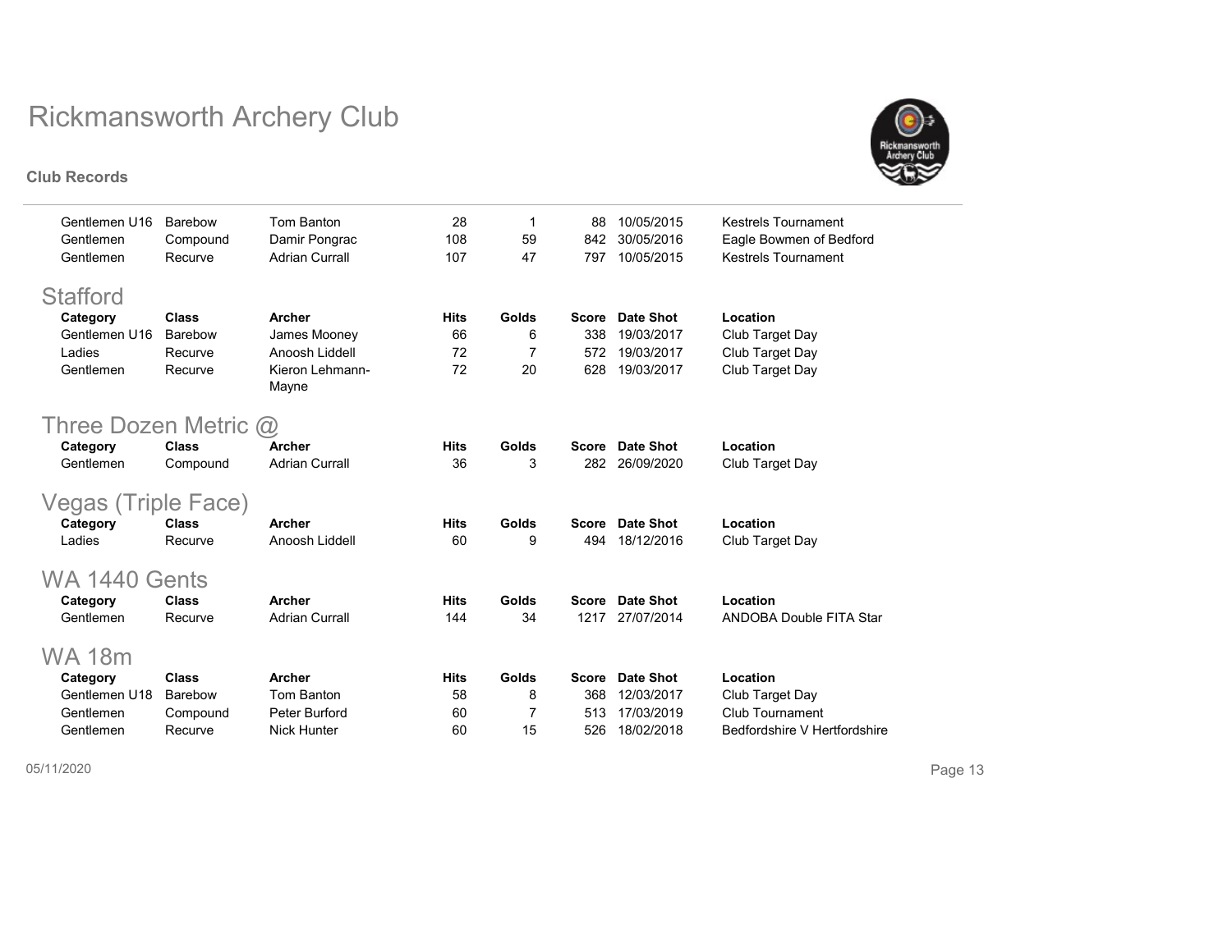| Category | Class | Archer | Hits | Golds | Score | Date Shot | Location |
| --- | --- | --- | --- | --- | --- | --- | --- |
| Gentlemen U16 | Barebow | Tom Banton | 28 | 1 | 88 | 10/05/2015 | Kestrels Tournament |
| Gentlemen | Compound | Damir Pongrac | 108 | 59 | 842 | 30/05/2016 | Eagle Bowmen of Bedford |
| Gentlemen | Recurve | Adrian Currall | 107 | 47 | 797 | 10/05/2015 | Kestrels Tournament |

## Stafford

| Category | Class | Archer | Hits | Golds | Score | Date Shot | Location |
| --- | --- | --- | --- | --- | --- | --- | --- |
| Gentlemen U16 | Barebow | James Mooney | 66 | 6 | 338 | 19/03/2017 | Club Target Day |
| Ladies | Recurve | Anoosh Liddell | 72 | 7 | 572 | 19/03/2017 | Club Target Day |
| Gentlemen | Recurve | Kieron Lehmann-Mayne | 72 | 20 | 628 | 19/03/2017 | Club Target Day |

## Three Dozen Metric @

| Category | Class | Archer | Hits | Golds | Score | Date Shot | Location |
| --- | --- | --- | --- | --- | --- | --- | --- |
| Gentlemen | Compound | Adrian Currall | 36 | 3 | 282 | 26/09/2020 | Club Target Day |

## Vegas (Triple Face)

| Category | Class | Archer | Hits | Golds | Score | Date Shot | Location |
| --- | --- | --- | --- | --- | --- | --- | --- |
| Ladies | Recurve | Anoosh Liddell | 60 | 9 | 494 | 18/12/2016 | Club Target Day |

## WA 1440 Gents

| Category | Class | Archer | Hits | Golds | Score | Date Shot | Location |
| --- | --- | --- | --- | --- | --- | --- | --- |
| Gentlemen | Recurve | Adrian Currall | 144 | 34 | 1217 | 27/07/2014 | ANDOBA Double FITA Star |

## WA 18m

| Category | Class | Archer | Hits | Golds | Score | Date Shot | Location |
| --- | --- | --- | --- | --- | --- | --- | --- |
| Gentlemen U18 | Barebow | Tom Banton | 58 | 8 | 368 | 12/03/2017 | Club Target Day |
| Gentlemen | Compound | Peter Burford | 60 | 7 | 513 | 17/03/2019 | Club Tournament |
| Gentlemen | Recurve | Nick Hunter | 60 | 15 | 526 | 18/02/2018 | Bedfordshire V Hertfordshire |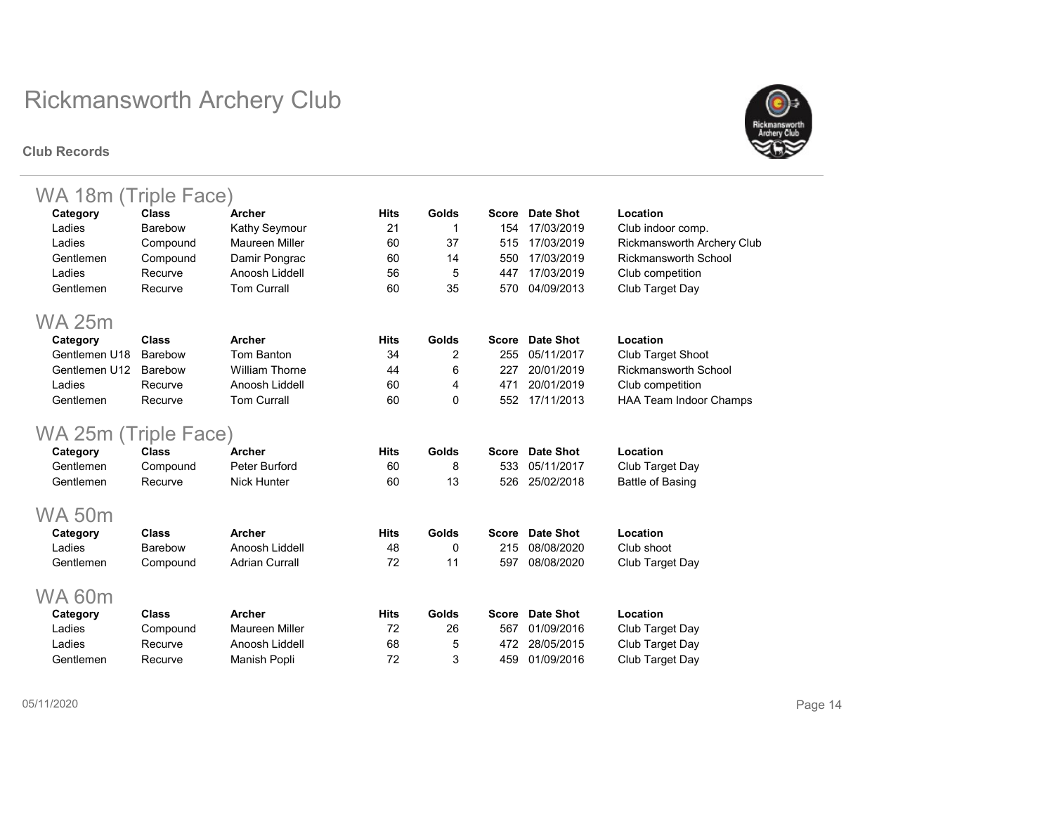# Rickmansworth Archery Club

**Club Records**

## WA 18m (Triple Face)

| Category | Class | Archer | Hits | Golds | Score | Date Shot | Location |
|---|---|---|---|---|---|---|---|
| Ladies | Barebow | Kathy Seymour | 21 | 1 | 154 | 17/03/2019 | Club indoor comp. |
| Ladies | Compound | Maureen Miller | 60 | 37 | 515 | 17/03/2019 | Rickmansworth Archery Club |
| Gentlemen | Compound | Damir Pongrac | 60 | 14 | 550 | 17/03/2019 | Rickmansworth School |
| Ladies | Recurve | Anoosh Liddell | 56 | 5 | 447 | 17/03/2019 | Club competition |
| Gentlemen | Recurve | Tom Currall | 60 | 35 | 570 | 04/09/2013 | Club Target Day |

## WA 25m

| Category | Class | Archer | Hits | Golds | Score | Date Shot | Location |
|---|---|---|---|---|---|---|---|
| Gentlemen U18 | Barebow | Tom Banton | 34 | 2 | 255 | 05/11/2017 | Club Target Shoot |
| Gentlemen U12 | Barebow | William Thorne | 44 | 6 | 227 | 20/01/2019 | Rickmansworth School |
| Ladies | Recurve | Anoosh Liddell | 60 | 4 | 471 | 20/01/2019 | Club competition |
| Gentlemen | Recurve | Tom Currall | 60 | 0 | 552 | 17/11/2013 | HAA Team Indoor Champs |

## WA 25m (Triple Face)

| Category | Class | Archer | Hits | Golds | Score | Date Shot | Location |
|---|---|---|---|---|---|---|---|
| Gentlemen | Compound | Peter Burford | 60 | 8 | 533 | 05/11/2017 | Club Target Day |
| Gentlemen | Recurve | Nick Hunter | 60 | 13 | 526 | 25/02/2018 | Battle of Basing |

## WA 50m

| Category | Class | Archer | Hits | Golds | Score | Date Shot | Location |
|---|---|---|---|---|---|---|---|
| Ladies | Barebow | Anoosh Liddell | 48 | 0 | 215 | 08/08/2020 | Club shoot |
| Gentlemen | Compound | Adrian Currall | 72 | 11 | 597 | 08/08/2020 | Club Target Day |

## WA 60m

| Category | Class | Archer | Hits | Golds | Score | Date Shot | Location |
|---|---|---|---|---|---|---|---|
| Ladies | Compound | Maureen Miller | 72 | 26 | 567 | 01/09/2016 | Club Target Day |
| Ladies | Recurve | Anoosh Liddell | 68 | 5 | 472 | 28/05/2015 | Club Target Day |
| Gentlemen | Recurve | Manish Popli | 72 | 3 | 459 | 01/09/2016 | Club Target Day |

05/11/2020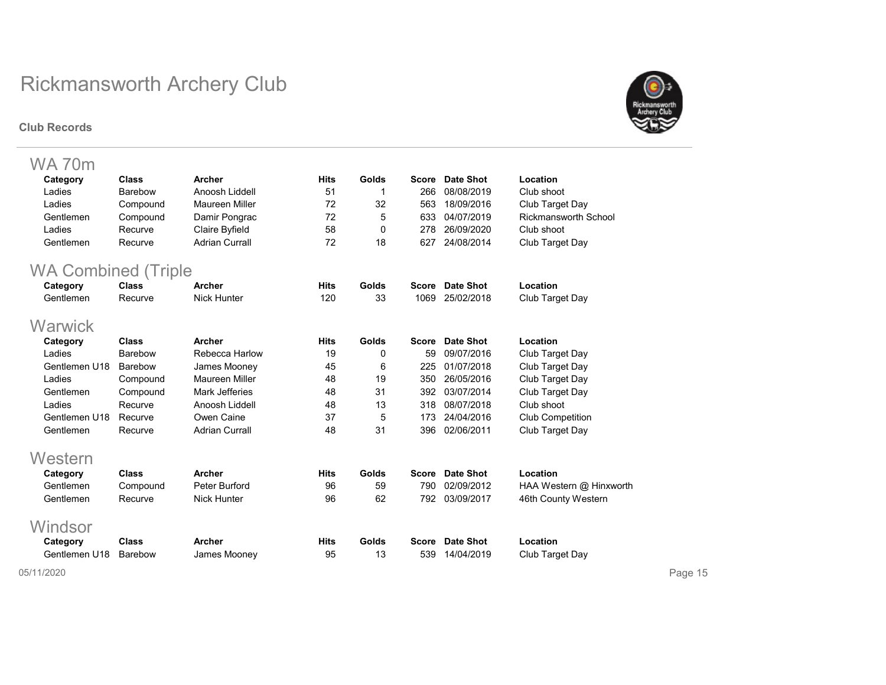# Rickmansworth Archery Club

**Club Records**

## WA 70m

| Category | Class | Archer | Hits | Golds | Score | Date Shot | Location |
|---|---|---|---|---|---|---|---|
| Ladies | Barebow | Anoosh Liddell | 51 | 1 | 266 | 08/08/2019 | Club shoot |
| Ladies | Compound | Maureen Miller | 72 | 32 | 563 | 18/09/2016 | Club Target Day |
| Gentlemen | Compound | Damir Pongrac | 72 | 5 | 633 | 04/07/2019 | Rickmansworth School |
| Ladies | Recurve | Claire Byfield | 58 | 0 | 278 | 26/09/2020 | Club shoot |
| Gentlemen | Recurve | Adrian Currall | 72 | 18 | 627 | 24/08/2014 | Club Target Day |

## WA Combined (Triple

| Category | Class | Archer | Hits | Golds | Score | Date Shot | Location |
|---|---|---|---|---|---|---|---|
| Gentlemen | Recurve | Nick Hunter | 120 | 33 | 1069 | 25/02/2018 | Club Target Day |

## Warwick

| Category | Class | Archer | Hits | Golds | Score | Date Shot | Location |
|---|---|---|---|---|---|---|---|
| Ladies | Barebow | Rebecca Harlow | 19 | 0 | 59 | 09/07/2016 | Club Target Day |
| Gentlemen U18 | Barebow | James Mooney | 45 | 6 | 225 | 01/07/2018 | Club Target Day |
| Ladies | Compound | Maureen Miller | 48 | 19 | 350 | 26/05/2016 | Club Target Day |
| Gentlemen | Compound | Mark Jefferies | 48 | 31 | 392 | 03/07/2014 | Club Target Day |
| Ladies | Recurve | Anoosh Liddell | 48 | 13 | 318 | 08/07/2018 | Club shoot |
| Gentlemen U18 | Recurve | Owen Caine | 37 | 5 | 173 | 24/04/2016 | Club Competition |
| Gentlemen | Recurve | Adrian Currall | 48 | 31 | 396 | 02/06/2011 | Club Target Day |

## Western

| Category | Class | Archer | Hits | Golds | Score | Date Shot | Location |
|---|---|---|---|---|---|---|---|
| Gentlemen | Compound | Peter Burford | 96 | 59 | 790 | 02/09/2012 | HAA Western @ Hinxworth |
| Gentlemen | Recurve | Nick Hunter | 96 | 62 | 792 | 03/09/2017 | 46th County Western |

## Windsor

| Category | Class | Archer | Hits | Golds | Score | Date Shot | Location |
|---|---|---|---|---|---|---|---|
| Gentlemen U18 | Barebow | James Mooney | 95 | 13 | 539 | 14/04/2019 | Club Target Day |

05/11/2020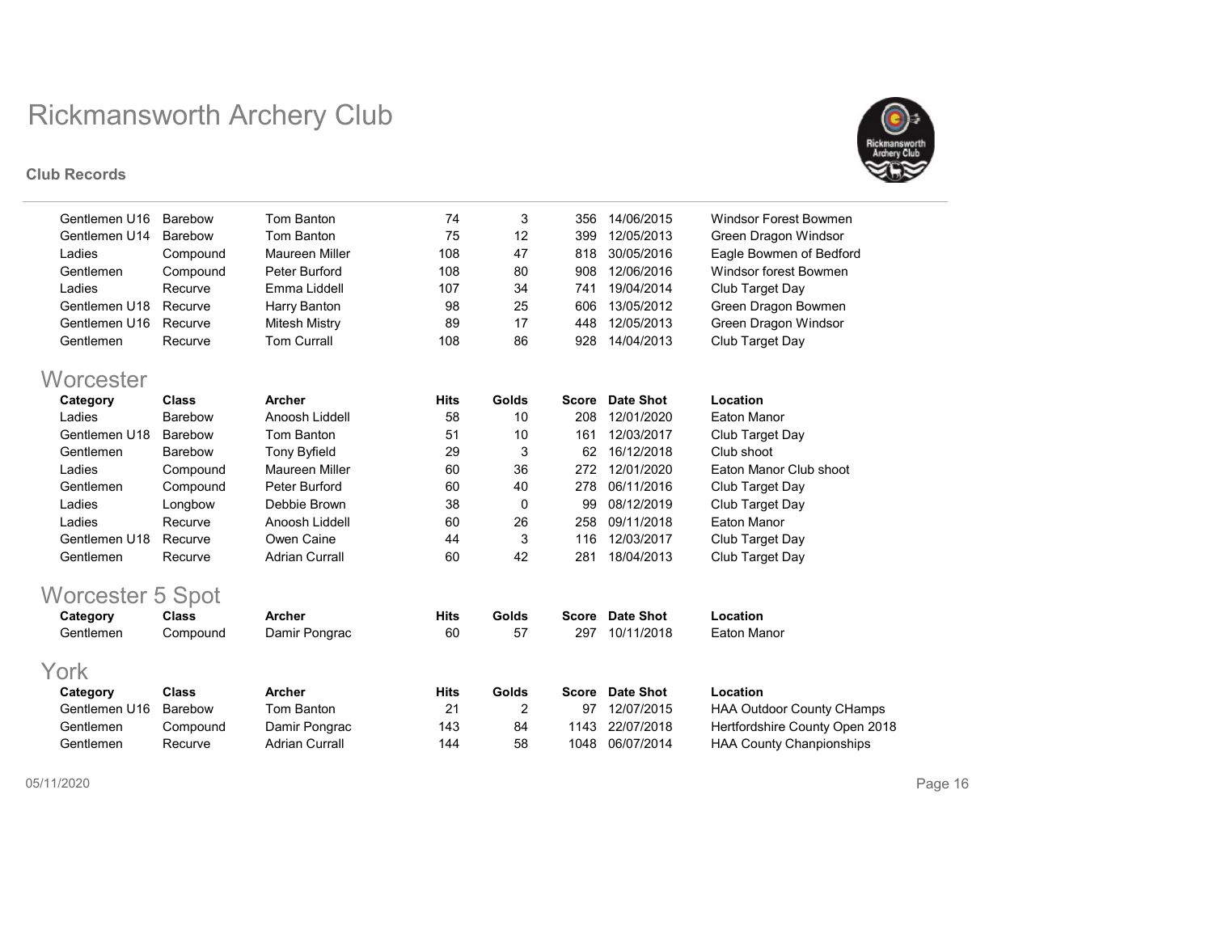# Rickmansworth Archery Club

**Club Records**

| | | | | | | | |
|---|---|---|---|---|---|---|---|
| Gentlemen U16 | Barebow | Tom Banton | 74 | 3 | 356 | 14/06/2015 | Windsor Forest Bowmen |
| Gentlemen U14 | Barebow | Tom Banton | 75 | 12 | 399 | 12/05/2013 | Green Dragon Windsor |
| Ladies | Compound | Maureen Miller | 108 | 47 | 818 | 30/05/2016 | Eagle Bowmen of Bedford |
| Gentlemen | Compound | Peter Burford | 108 | 80 | 908 | 12/06/2016 | Windsor forest Bowmen |
| Ladies | Recurve | Emma Liddell | 107 | 34 | 741 | 19/04/2014 | Club Target Day |
| Gentlemen U18 | Recurve | Harry Banton | 98 | 25 | 606 | 13/05/2012 | Green Dragon Bowmen |
| Gentlemen U16 | Recurve | Mitesh Mistry | 89 | 17 | 448 | 12/05/2013 | Green Dragon Windsor |
| Gentlemen | Recurve | Tom Currall | 108 | 86 | 928 | 14/04/2013 | Club Target Day |

## Worcester

| Category | Class | Archer | Hits | Golds | Score | Date Shot | Location |
|---|---|---|---|---|---|---|---|
| Ladies | Barebow | Anoosh Liddell | 58 | 10 | 208 | 12/01/2020 | Eaton Manor |
| Gentlemen U18 | Barebow | Tom Banton | 51 | 10 | 161 | 12/03/2017 | Club Target Day |
| Gentlemen | Barebow | Tony Byfield | 29 | 3 | 62 | 16/12/2018 | Club shoot |
| Ladies | Compound | Maureen Miller | 60 | 36 | 272 | 12/01/2020 | Eaton Manor Club shoot |
| Gentlemen | Compound | Peter Burford | 60 | 40 | 278 | 06/11/2016 | Club Target Day |
| Ladies | Longbow | Debbie Brown | 38 | 0 | 99 | 08/12/2019 | Club Target Day |
| Ladies | Recurve | Anoosh Liddell | 60 | 26 | 258 | 09/11/2018 | Eaton Manor |
| Gentlemen U18 | Recurve | Owen Caine | 44 | 3 | 116 | 12/03/2017 | Club Target Day |
| Gentlemen | Recurve | Adrian Currall | 60 | 42 | 281 | 18/04/2013 | Club Target Day |

## Worcester 5 Spot

| Category | Class | Archer | Hits | Golds | Score | Date Shot | Location |
|---|---|---|---|---|---|---|---|
| Gentlemen | Compound | Damir Pongrac | 60 | 57 | 297 | 10/11/2018 | Eaton Manor |

## York

| Category | Class | Archer | Hits | Golds | Score | Date Shot | Location |
|---|---|---|---|---|---|---|---|
| Gentlemen U16 | Barebow | Tom Banton | 21 | 2 | 97 | 12/07/2015 | HAA Outdoor County CHamps |
| Gentlemen | Compound | Damir Pongrac | 143 | 84 | 1143 | 22/07/2018 | Hertfordshire County Open 2018 |
| Gentlemen | Recurve | Adrian Currall | 144 | 58 | 1048 | 06/07/2014 | HAA County Chanpionships |

05/11/2020